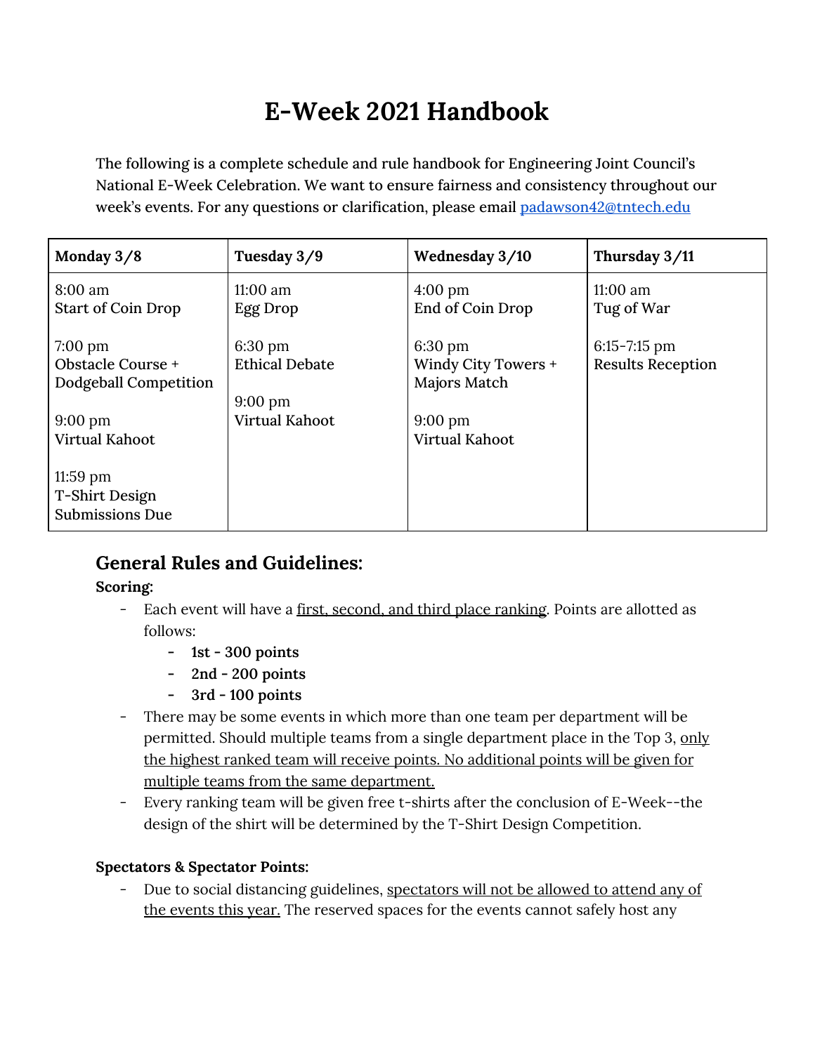# E-Week 2021 Handbook

The following is a complete schedule and rule handbook for Engineering Joint Council's National E-Week Celebration. We want to ensure fairness and consistency throughout our week's events. For any questions or clarification, please email padawson42@tntech.edu

| Monday 3/8 | Tuesday 3/9 | Wednesday 3/10 | Thursday 3/11 |
|---|---|---|---|
| 8:00 am<br>Start of Coin Drop<br><br>7:00 pm<br>Obstacle Course + Dodgeball Competition<br><br>9:00 pm<br>Virtual Kahoot<br><br>11:59 pm<br>T-Shirt Design Submissions Due | 11:00 am<br>Egg Drop<br><br>6:30 pm<br>Ethical Debate<br><br>9:00 pm<br>Virtual Kahoot | 4:00 pm<br>End of Coin Drop<br><br>6:30 pm<br>Windy City Towers + Majors Match<br><br>9:00 pm<br>Virtual Kahoot | 11:00 am<br>Tug of War<br><br>6:15-7:15 pm<br>Results Reception |

## General Rules and Guidelines:

**Scoring:**

- Each event will have a first, second, and third place ranking. Points are allotted as follows:
  - **1st - 300 points**
  - **2nd - 200 points**
  - **3rd - 100 points**
- There may be some events in which more than one team per department will be permitted. Should multiple teams from a single department place in the Top 3, only the highest ranked team will receive points. No additional points will be given for multiple teams from the same department.
- Every ranking team will be given free t-shirts after the conclusion of E-Week--the design of the shirt will be determined by the T-Shirt Design Competition.

**Spectators & Spectator Points:**

- Due to social distancing guidelines, spectators will not be allowed to attend any of the events this year. The reserved spaces for the events cannot safely host any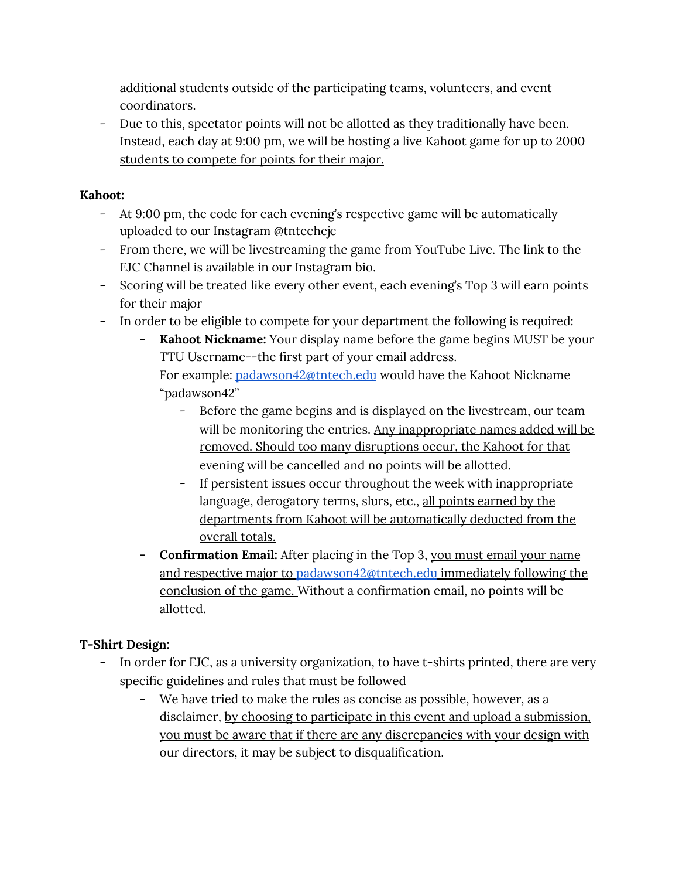additional students outside of the participating teams, volunteers, and event coordinators.

- Due to this, spectator points will not be allotted as they traditionally have been. Instead, <u>each day at 9:00 pm, we will be hosting a live Kahoot game for up to 2000 students to compete for points for their major.</u>

**Kahoot:**

- At 9:00 pm, the code for each evening's respective game will be automatically uploaded to our Instagram @tntechejc
- From there, we will be livestreaming the game from YouTube Live. The link to the EJC Channel is available in our Instagram bio.
- Scoring will be treated like every other event, each evening's Top 3 will earn points for their major
- In order to be eligible to compete for your department the following is required:
  - **Kahoot Nickname:** Your display name before the game begins MUST be your TTU Username--the first part of your email address.
    For example: padawson42@tntech.edu would have the Kahoot Nickname "padawson42"
    - Before the game begins and is displayed on the livestream, our team will be monitoring the entries. <u>Any inappropriate names added will be removed. Should too many disruptions occur, the Kahoot for that evening will be cancelled and no points will be allotted.</u>
    - If persistent issues occur throughout the week with inappropriate language, derogatory terms, slurs, etc., <u>all points earned by the departments from Kahoot will be automatically deducted from the overall totals.</u>
  - **Confirmation Email:** After placing in the Top 3, <u>you must email your name and respective major to padawson42@tntech.edu immediately following the conclusion of the game.</u> Without a confirmation email, no points will be allotted.

**T-Shirt Design:**

- In order for EJC, as a university organization, to have t-shirts printed, there are very specific guidelines and rules that must be followed
  - We have tried to make the rules as concise as possible, however, as a disclaimer, <u>by choosing to participate in this event and upload a submission, you must be aware that if there are any discrepancies with your design with our directors, it may be subject to disqualification.</u>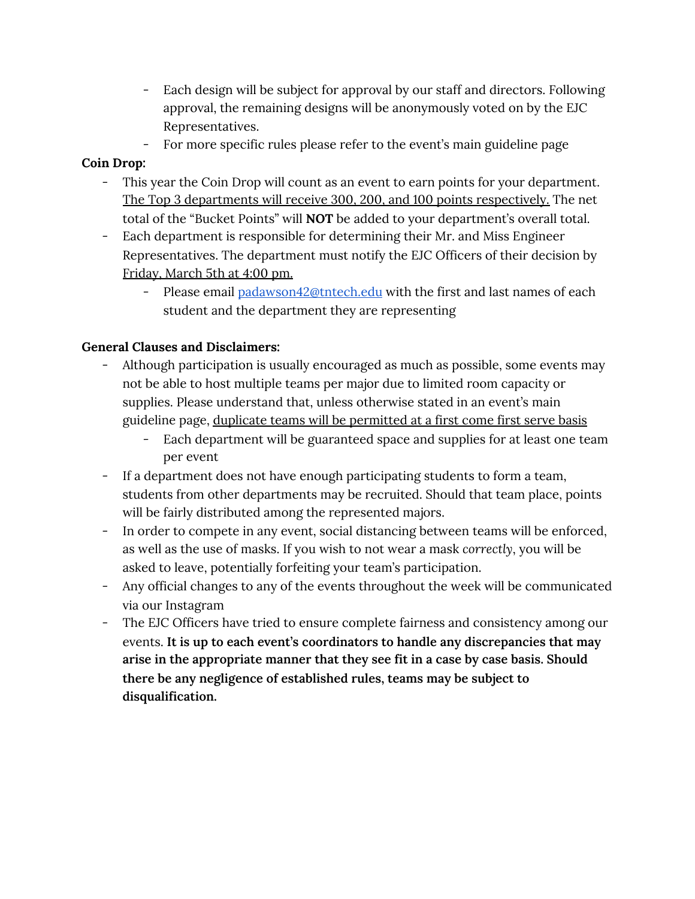- Each design will be subject for approval by our staff and directors. Following approval, the remaining designs will be anonymously voted on by the EJC Representatives.
- For more specific rules please refer to the event's main guideline page

**Coin Drop:**

- This year the Coin Drop will count as an event to earn points for your department. The Top 3 departments will receive 300, 200, and 100 points respectively. The net total of the "Bucket Points" will **NOT** be added to your department's overall total.
- Each department is responsible for determining their Mr. and Miss Engineer Representatives. The department must notify the EJC Officers of their decision by Friday, March 5th at 4:00 pm.
  - Please email [padawson42@tntech.edu](mailto:padawson42@tntech.edu) with the first and last names of each student and the department they are representing

**General Clauses and Disclaimers:**

- Although participation is usually encouraged as much as possible, some events may not be able to host multiple teams per major due to limited room capacity or supplies. Please understand that, unless otherwise stated in an event's main guideline page, duplicate teams will be permitted at a first come first serve basis
  - Each department will be guaranteed space and supplies for at least one team per event
- If a department does not have enough participating students to form a team, students from other departments may be recruited. Should that team place, points will be fairly distributed among the represented majors.
- In order to compete in any event, social distancing between teams will be enforced, as well as the use of masks. If you wish to not wear a mask *correctly*, you will be asked to leave, potentially forfeiting your team's participation.
- Any official changes to any of the events throughout the week will be communicated via our Instagram
- The EJC Officers have tried to ensure complete fairness and consistency among our events. **It is up to each event's coordinators to handle any discrepancies that may arise in the appropriate manner that they see fit in a case by case basis. Should there be any negligence of established rules, teams may be subject to disqualification.**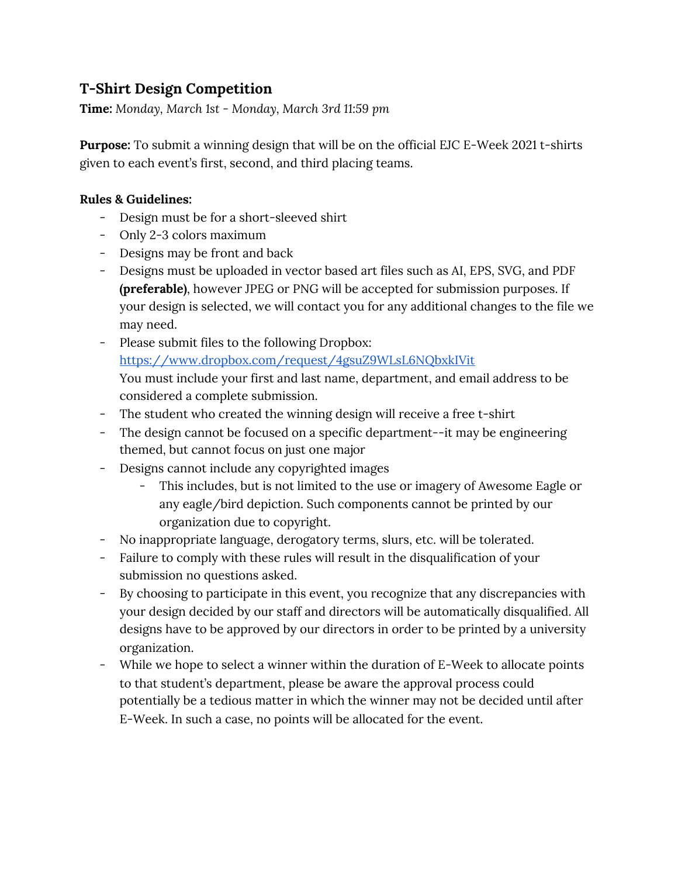## T-Shirt Design Competition

**Time:** *Monday, March 1st - Monday, March 3rd 11:59 pm*

**Purpose:** To submit a winning design that will be on the official EJC E-Week 2021 t-shirts given to each event's first, second, and third placing teams.

**Rules & Guidelines:**

- Design must be for a short-sleeved shirt
- Only 2-3 colors maximum
- Designs may be front and back
- Designs must be uploaded in vector based art files such as AI, EPS, SVG, and PDF **(preferable)**, however JPEG or PNG will be accepted for submission purposes. If your design is selected, we will contact you for any additional changes to the file we may need.
- Please submit files to the following Dropbox: [https://www.dropbox.com/request/4gsuZ9WLsL6NQbxkIVit](https://www.dropbox.com/request/4gsuZ9WLsL6NQbxkIVit)
  You must include your first and last name, department, and email address to be considered a complete submission.
- The student who created the winning design will receive a free t-shirt
- The design cannot be focused on a specific department--it may be engineering themed, but cannot focus on just one major
- Designs cannot include any copyrighted images
  - This includes, but is not limited to the use or imagery of Awesome Eagle or any eagle/bird depiction. Such components cannot be printed by our organization due to copyright.
- No inappropriate language, derogatory terms, slurs, etc. will be tolerated.
- Failure to comply with these rules will result in the disqualification of your submission no questions asked.
- By choosing to participate in this event, you recognize that any discrepancies with your design decided by our staff and directors will be automatically disqualified. All designs have to be approved by our directors in order to be printed by a university organization.
- While we hope to select a winner within the duration of E-Week to allocate points to that student's department, please be aware the approval process could potentially be a tedious matter in which the winner may not be decided until after E-Week. In such a case, no points will be allocated for the event.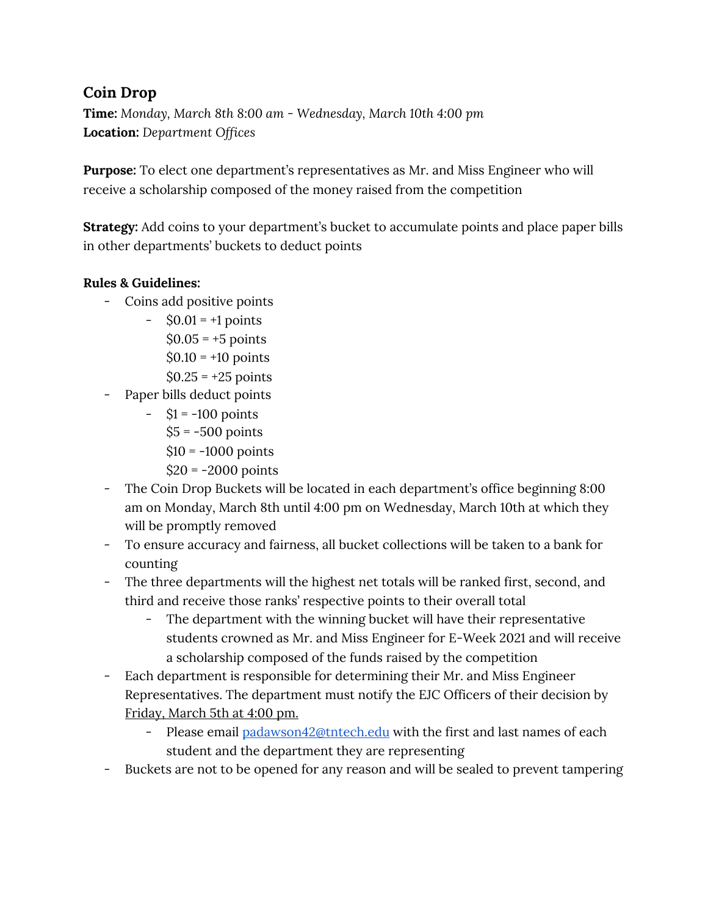## Coin Drop

**Time:** *Monday, March 8th 8:00 am - Wednesday, March 10th 4:00 pm*
**Location:** *Department Offices*

**Purpose:** To elect one department's representatives as Mr. and Miss Engineer who will receive a scholarship composed of the money raised from the competition

**Strategy:** Add coins to your department's bucket to accumulate points and place paper bills in other departments' buckets to deduct points

**Rules & Guidelines:**

- Coins add positive points
    - $0.01 = +1 points
      $0.05 = +5 points
      $0.10 = +10 points
      $0.25 = +25 points
- Paper bills deduct points
    - $1 = -100 points
      $5 = -500 points
      $10 = -1000 points
      $20 = -2000 points
- The Coin Drop Buckets will be located in each department's office beginning 8:00 am on Monday, March 8th until 4:00 pm on Wednesday, March 10th at which they will be promptly removed
- To ensure accuracy and fairness, all bucket collections will be taken to a bank for counting
- The three departments will the highest net totals will be ranked first, second, and third and receive those ranks' respective points to their overall total
    - The department with the winning bucket will have their representative students crowned as Mr. and Miss Engineer for E-Week 2021 and will receive a scholarship composed of the funds raised by the competition
- Each department is responsible for determining their Mr. and Miss Engineer Representatives. The department must notify the EJC Officers of their decision by Friday, March 5th at 4:00 pm.
    - Please email padawson42@tntech.edu with the first and last names of each student and the department they are representing
- Buckets are not to be opened for any reason and will be sealed to prevent tampering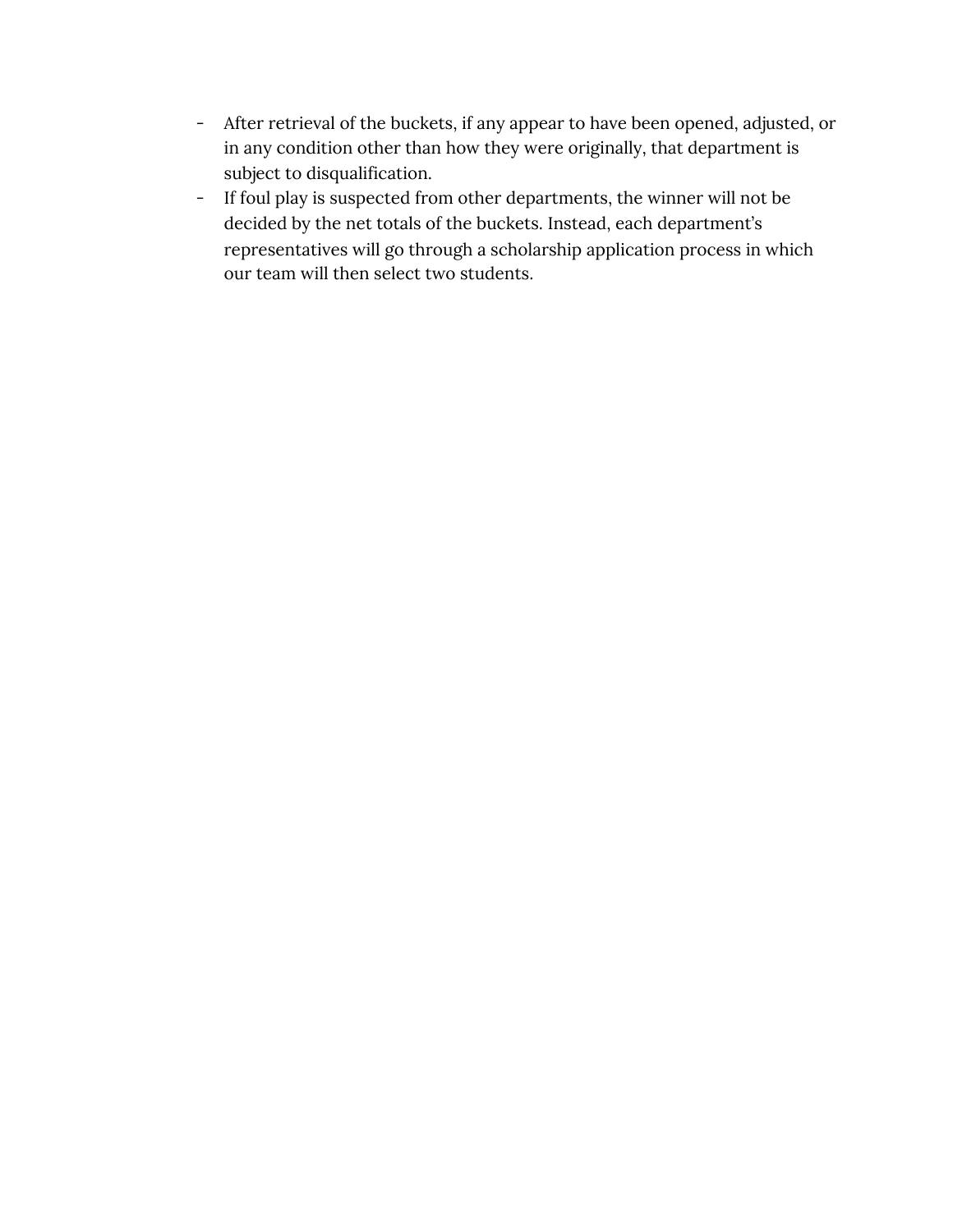- After retrieval of the buckets, if any appear to have been opened, adjusted, or in any condition other than how they were originally, that department is subject to disqualification.
- If foul play is suspected from other departments, the winner will not be decided by the net totals of the buckets. Instead, each department's representatives will go through a scholarship application process in which our team will then select two students.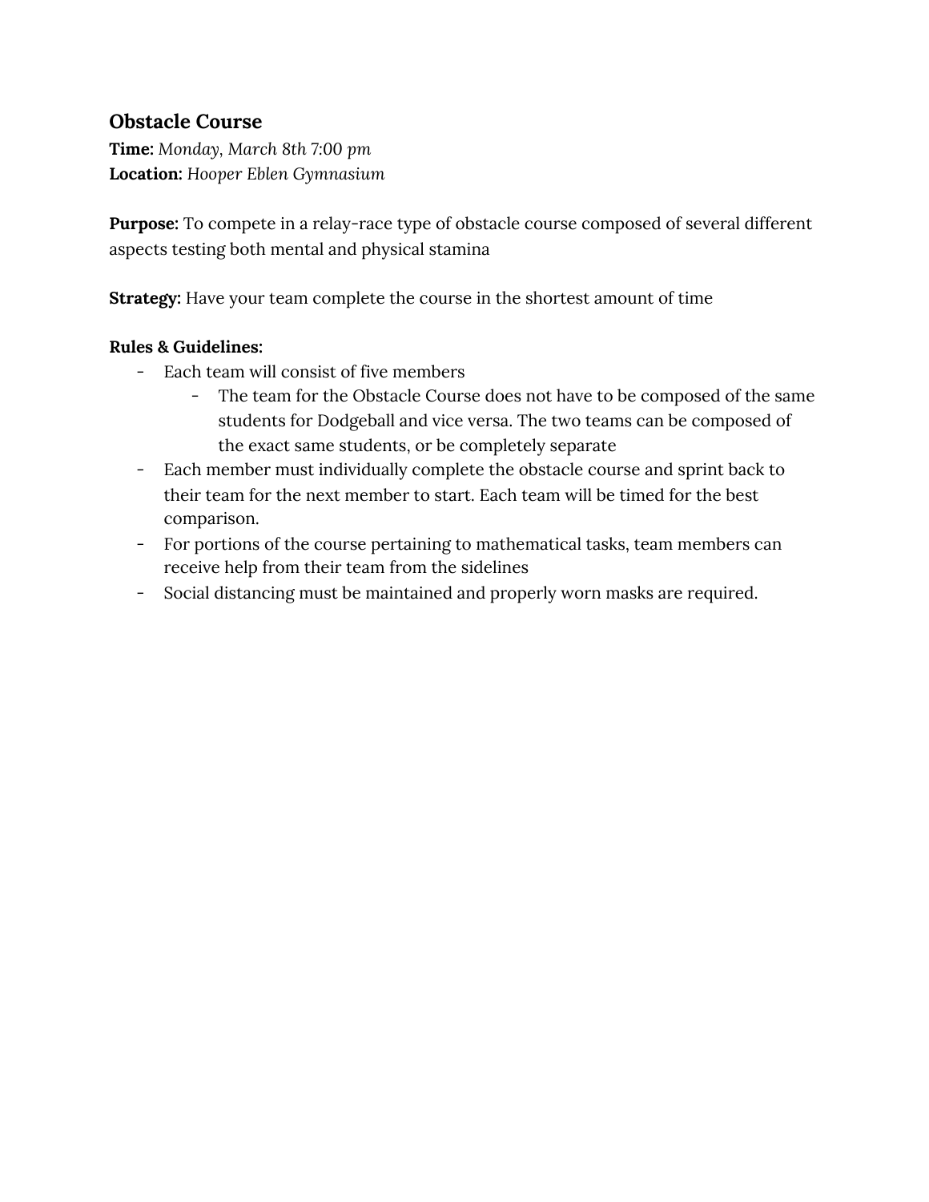## Obstacle Course

**Time:** *Monday, March 8th 7:00 pm*
**Location:** *Hooper Eblen Gymnasium*

**Purpose:** To compete in a relay-race type of obstacle course composed of several different aspects testing both mental and physical stamina

**Strategy:** Have your team complete the course in the shortest amount of time

**Rules & Guidelines:**

- Each team will consist of five members
  - The team for the Obstacle Course does not have to be composed of the same students for Dodgeball and vice versa. The two teams can be composed of the exact same students, or be completely separate
- Each member must individually complete the obstacle course and sprint back to their team for the next member to start. Each team will be timed for the best comparison.
- For portions of the course pertaining to mathematical tasks, team members can receive help from their team from the sidelines
- Social distancing must be maintained and properly worn masks are required.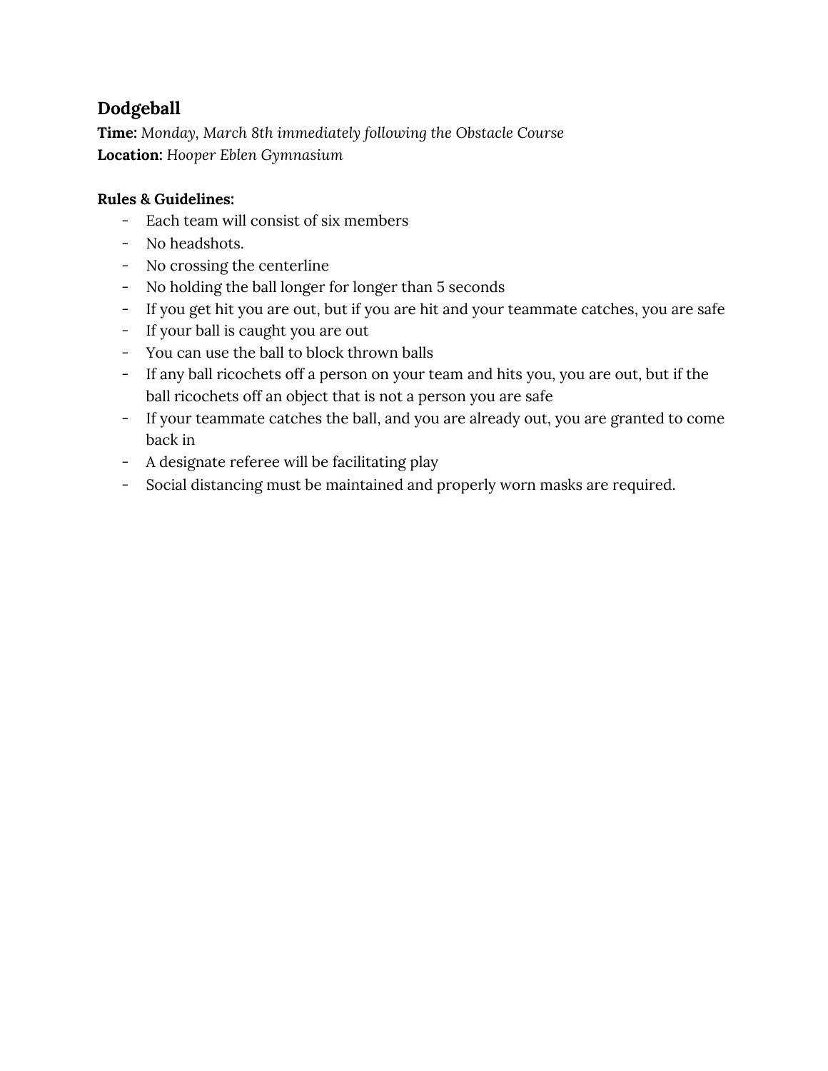## Dodgeball

**Time:** *Monday, March 8th immediately following the Obstacle Course*
**Location:** *Hooper Eblen Gymnasium*

**Rules & Guidelines:**

- Each team will consist of six members
- No headshots.
- No crossing the centerline
- No holding the ball longer for longer than 5 seconds
- If you get hit you are out, but if you are hit and your teammate catches, you are safe
- If your ball is caught you are out
- You can use the ball to block thrown balls
- If any ball ricochets off a person on your team and hits you, you are out, but if the ball ricochets off an object that is not a person you are safe
- If your teammate catches the ball, and you are already out, you are granted to come back in
- A designate referee will be facilitating play
- Social distancing must be maintained and properly worn masks are required.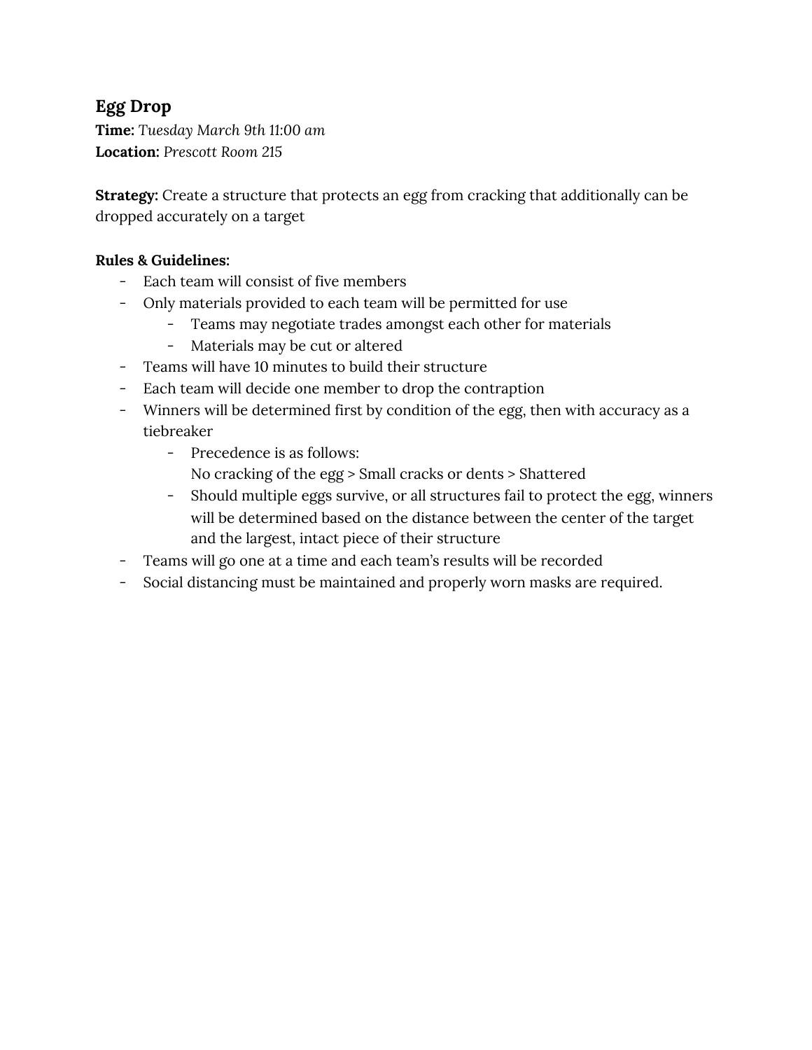### Egg Drop

**Time:** *Tuesday March 9th 11:00 am*
**Location:** *Prescott Room 215*

**Strategy:** Create a structure that protects an egg from cracking that additionally can be dropped accurately on a target

**Rules & Guidelines:**

- Each team will consist of five members
- Only materials provided to each team will be permitted for use
    - Teams may negotiate trades amongst each other for materials
    - Materials may be cut or altered
- Teams will have 10 minutes to build their structure
- Each team will decide one member to drop the contraption
- Winners will be determined first by condition of the egg, then with accuracy as a tiebreaker
    - Precedence is as follows:
      No cracking of the egg > Small cracks or dents > Shattered
    - Should multiple eggs survive, or all structures fail to protect the egg, winners will be determined based on the distance between the center of the target and the largest, intact piece of their structure
- Teams will go one at a time and each team's results will be recorded
- Social distancing must be maintained and properly worn masks are required.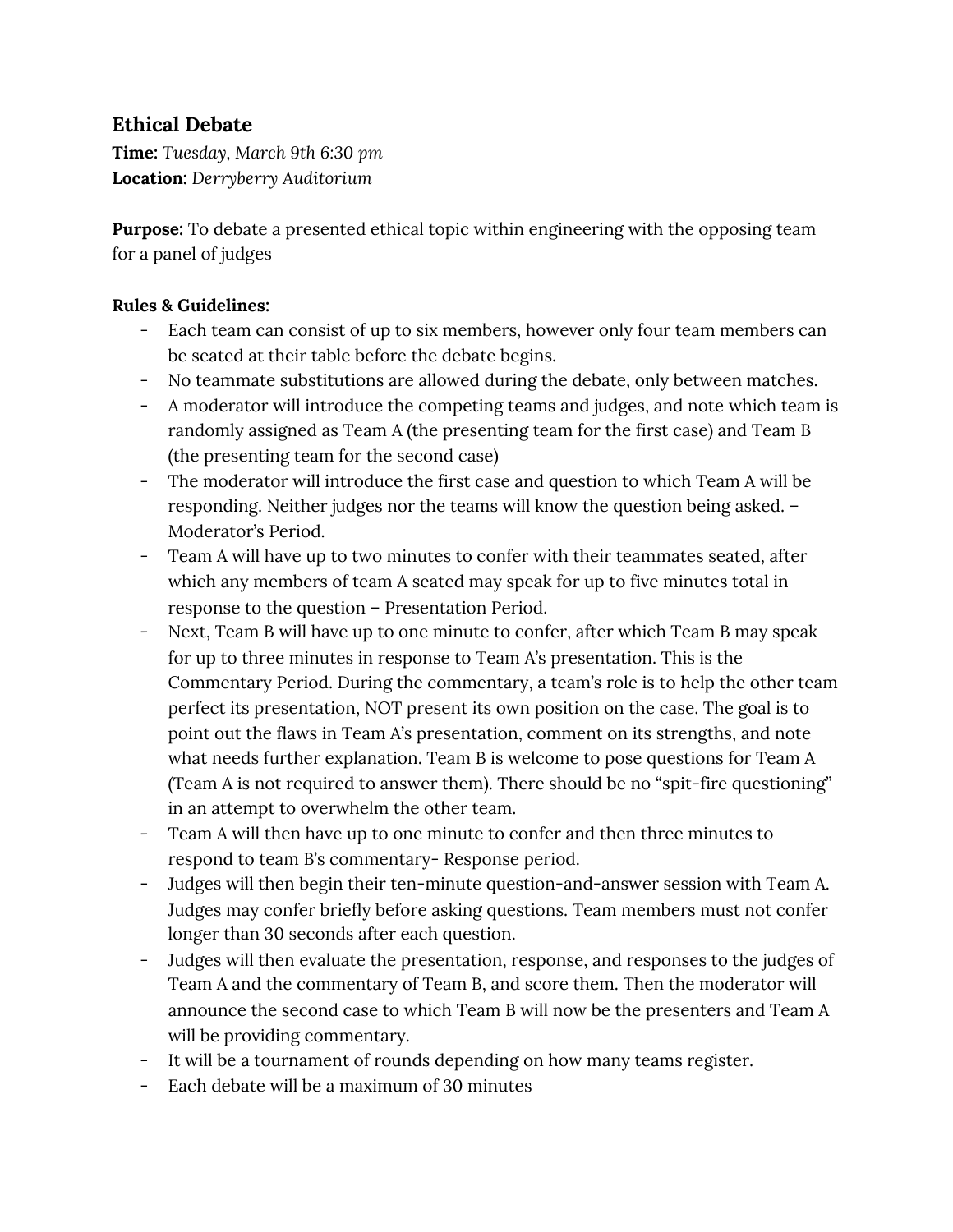### Ethical Debate

**Time:** *Tuesday, March 9th 6:30 pm*
**Location:** *Derryberry Auditorium*

**Purpose:** To debate a presented ethical topic within engineering with the opposing team for a panel of judges

**Rules & Guidelines:**

- Each team can consist of up to six members, however only four team members can be seated at their table before the debate begins.
- No teammate substitutions are allowed during the debate, only between matches.
- A moderator will introduce the competing teams and judges, and note which team is randomly assigned as Team A (the presenting team for the first case) and Team B (the presenting team for the second case)
- The moderator will introduce the first case and question to which Team A will be responding. Neither judges nor the teams will know the question being asked. – Moderator's Period.
- Team A will have up to two minutes to confer with their teammates seated, after which any members of team A seated may speak for up to five minutes total in response to the question – Presentation Period.
- Next, Team B will have up to one minute to confer, after which Team B may speak for up to three minutes in response to Team A's presentation. This is the Commentary Period. During the commentary, a team's role is to help the other team perfect its presentation, NOT present its own position on the case. The goal is to point out the flaws in Team A's presentation, comment on its strengths, and note what needs further explanation. Team B is welcome to pose questions for Team A (Team A is not required to answer them). There should be no "spit-fire questioning" in an attempt to overwhelm the other team.
- Team A will then have up to one minute to confer and then three minutes to respond to team B's commentary- Response period.
- Judges will then begin their ten-minute question-and-answer session with Team A. Judges may confer briefly before asking questions. Team members must not confer longer than 30 seconds after each question.
- Judges will then evaluate the presentation, response, and responses to the judges of Team A and the commentary of Team B, and score them. Then the moderator will announce the second case to which Team B will now be the presenters and Team A will be providing commentary.
- It will be a tournament of rounds depending on how many teams register.
- Each debate will be a maximum of 30 minutes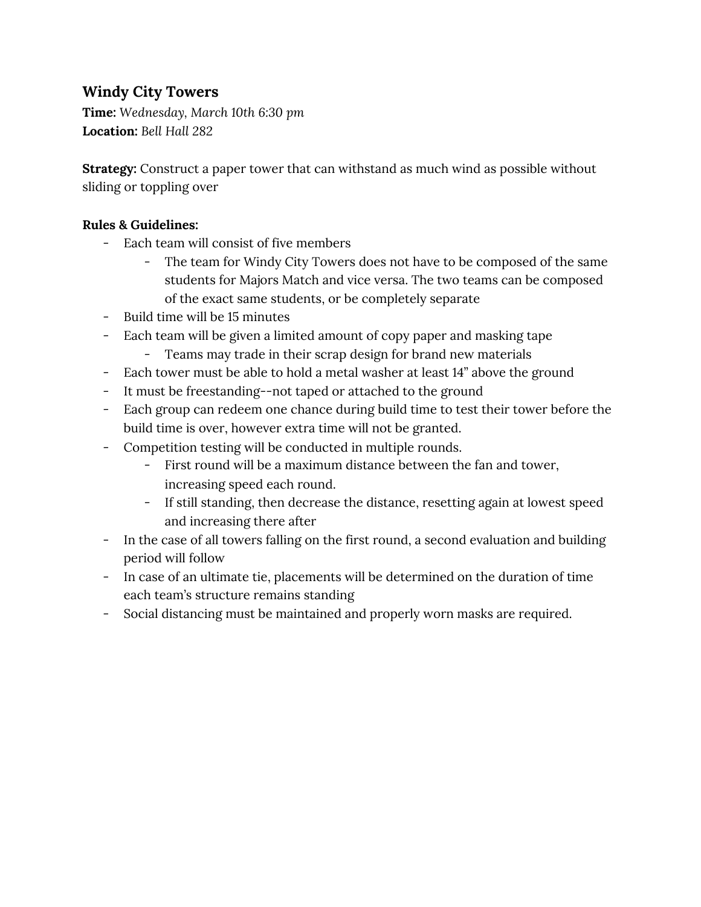### Windy City Towers

**Time:** *Wednesday, March 10th 6:30 pm*
**Location:** *Bell Hall 282*

**Strategy:** Construct a paper tower that can withstand as much wind as possible without sliding or toppling over

**Rules & Guidelines:**

- Each team will consist of five members
    - The team for Windy City Towers does not have to be composed of the same students for Majors Match and vice versa. The two teams can be composed of the exact same students, or be completely separate
- Build time will be 15 minutes
- Each team will be given a limited amount of copy paper and masking tape
    - Teams may trade in their scrap design for brand new materials
- Each tower must be able to hold a metal washer at least 14" above the ground
- It must be freestanding--not taped or attached to the ground
- Each group can redeem one chance during build time to test their tower before the build time is over, however extra time will not be granted.
- Competition testing will be conducted in multiple rounds.
    - First round will be a maximum distance between the fan and tower, increasing speed each round.
    - If still standing, then decrease the distance, resetting again at lowest speed and increasing there after
- In the case of all towers falling on the first round, a second evaluation and building period will follow
- In case of an ultimate tie, placements will be determined on the duration of time each team's structure remains standing
- Social distancing must be maintained and properly worn masks are required.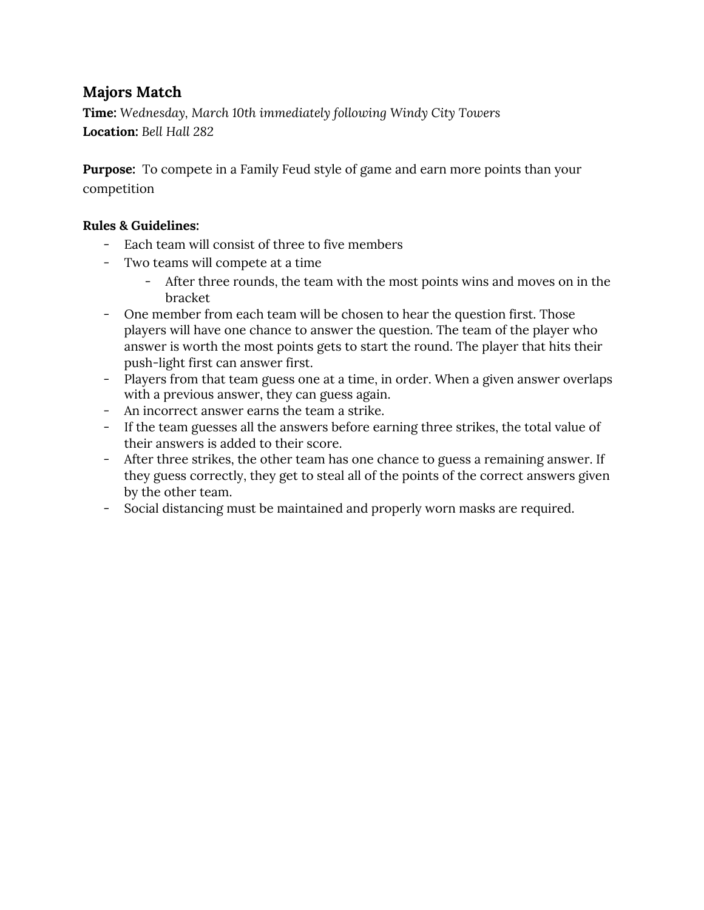## Majors Match

**Time:** *Wednesday, March 10th immediately following Windy City Towers*
**Location:** *Bell Hall 282*

**Purpose:** To compete in a Family Feud style of game and earn more points than your competition

**Rules & Guidelines:**

- Each team will consist of three to five members
- Two teams will compete at a time
  - After three rounds, the team with the most points wins and moves on in the bracket
- One member from each team will be chosen to hear the question first. Those players will have one chance to answer the question. The team of the player who answer is worth the most points gets to start the round. The player that hits their push-light first can answer first.
- Players from that team guess one at a time, in order. When a given answer overlaps with a previous answer, they can guess again.
- An incorrect answer earns the team a strike.
- If the team guesses all the answers before earning three strikes, the total value of their answers is added to their score.
- After three strikes, the other team has one chance to guess a remaining answer. If they guess correctly, they get to steal all of the points of the correct answers given by the other team.
- Social distancing must be maintained and properly worn masks are required.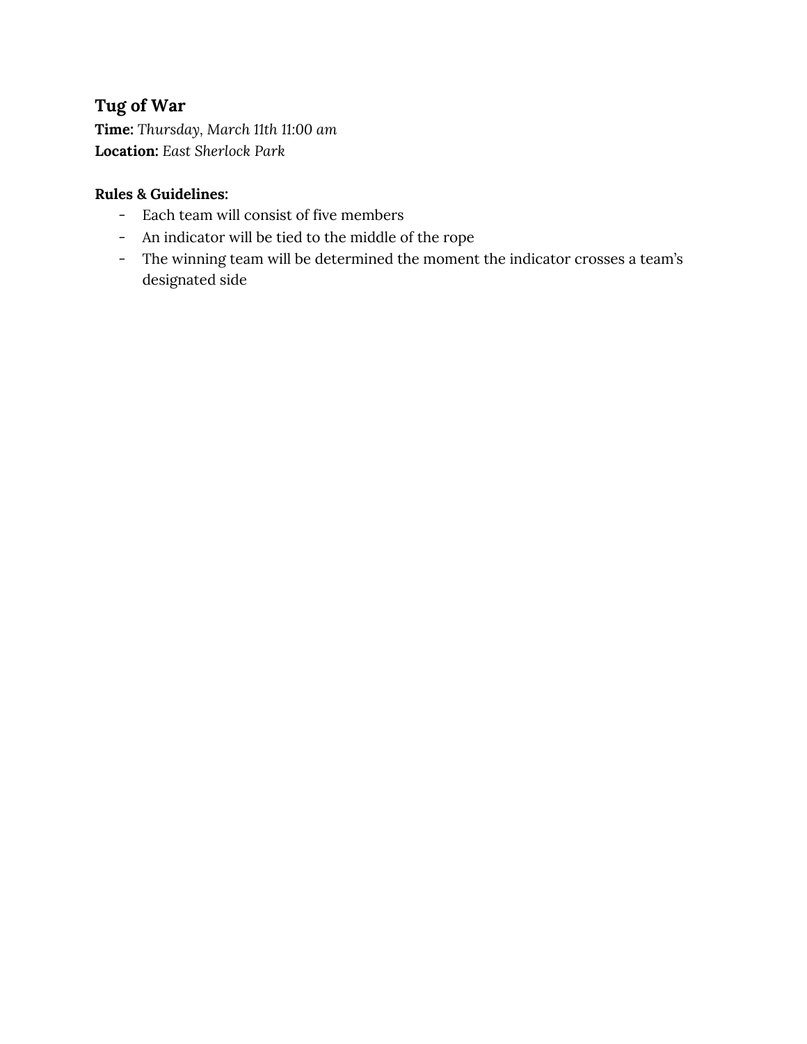### Tug of War

**Time:** *Thursday, March 11th 11:00 am*
**Location:** *East Sherlock Park*

**Rules & Guidelines:**

- Each team will consist of five members
- An indicator will be tied to the middle of the rope
- The winning team will be determined the moment the indicator crosses a team's designated side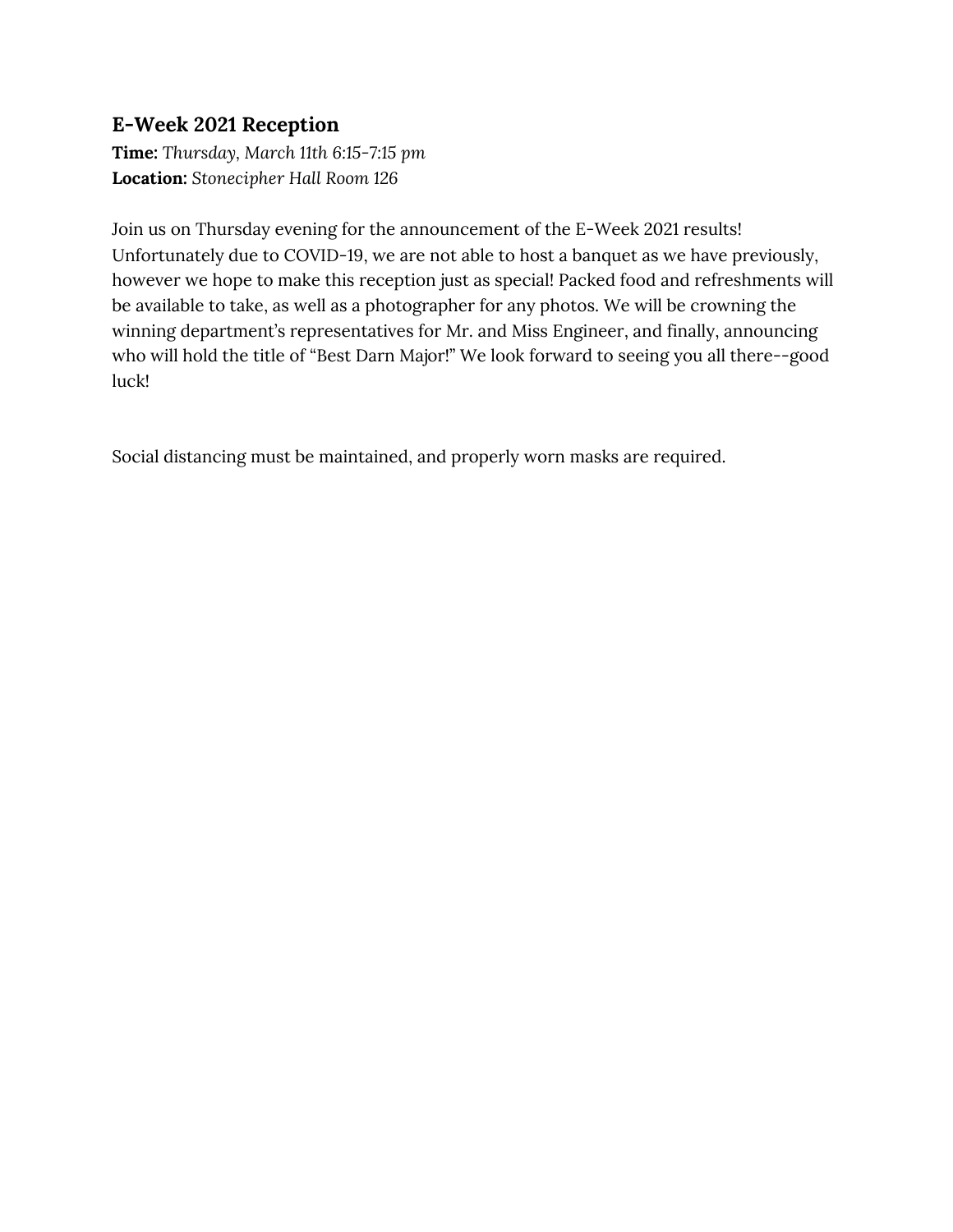### E-Week 2021 Reception

**Time:** *Thursday, March 11th 6:15-7:15 pm*
**Location:** *Stonecipher Hall Room 126*

Join us on Thursday evening for the announcement of the E-Week 2021 results! Unfortunately due to COVID-19, we are not able to host a banquet as we have previously, however we hope to make this reception just as special! Packed food and refreshments will be available to take, as well as a photographer for any photos. We will be crowning the winning department's representatives for Mr. and Miss Engineer, and finally, announcing who will hold the title of "Best Darn Major!" We look forward to seeing you all there--good luck!

Social distancing must be maintained, and properly worn masks are required.